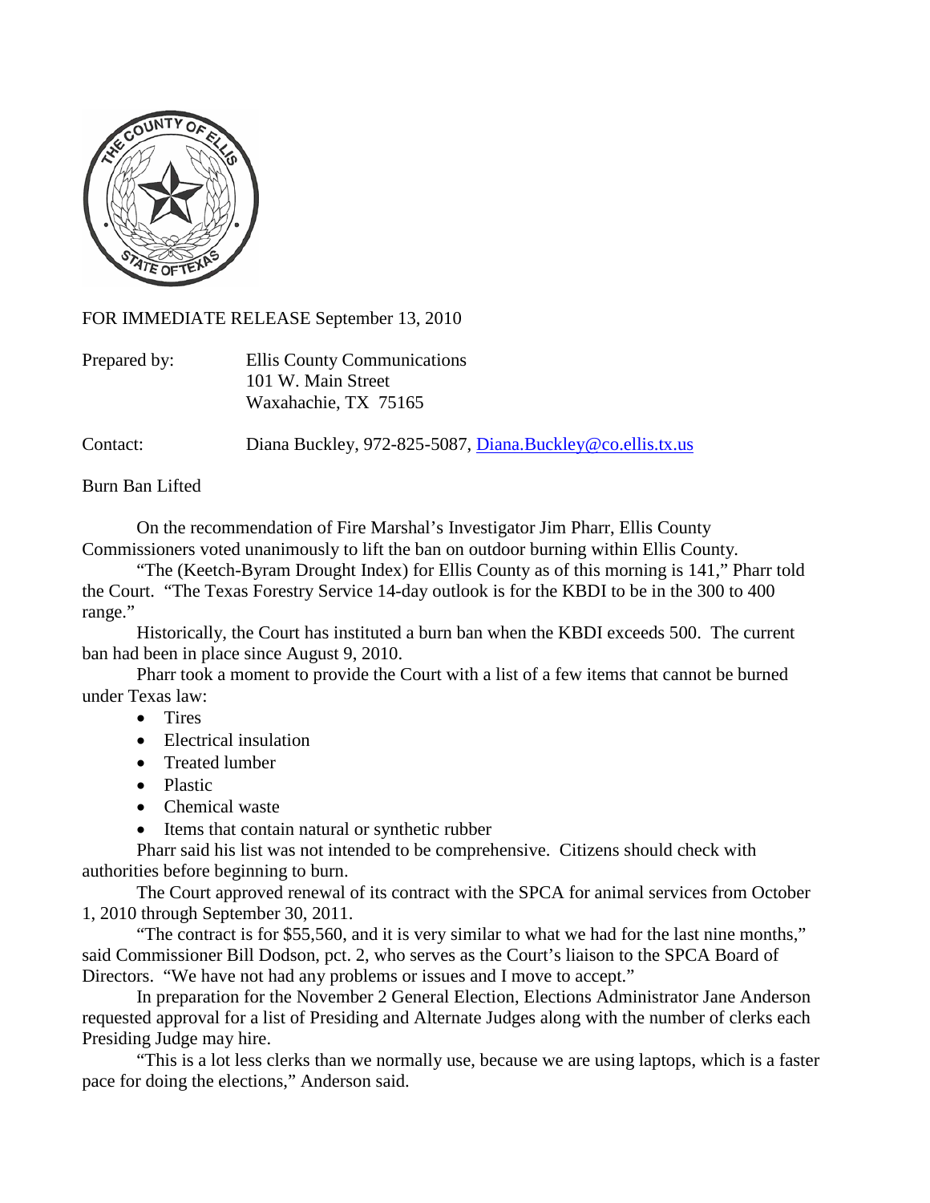FOR IMMEDIATE RELEASE September 13, 2010

Prepared by: Ellis County Communications
101 W. Main Street
Waxahachie, TX 75165

Contact: Diana Buckley, 972-825-5087, [Diana.Buckley@co.ellis.tx.us](mailto:Diana.Buckley@co.ellis.tx.us)

Burn Ban Lifted

On the recommendation of Fire Marshal's Investigator Jim Pharr, Ellis County Commissioners voted unanimously to lift the ban on outdoor burning within Ellis County.

"The (Keetch-Byram Drought Index) for Ellis County as of this morning is 141," Pharr told the Court. "The Texas Forestry Service 14-day outlook is for the KBDI to be in the 300 to 400 range."

Historically, the Court has instituted a burn ban when the KBDI exceeds 500. The current ban had been in place since August 9, 2010.

Pharr took a moment to provide the Court with a list of a few items that cannot be burned under Texas law:

- Tires
- Electrical insulation
- Treated lumber
- Plastic
- Chemical waste
- Items that contain natural or synthetic rubber

Pharr said his list was not intended to be comprehensive. Citizens should check with authorities before beginning to burn.

The Court approved renewal of its contract with the SPCA for animal services from October 1, 2010 through September 30, 2011.

"The contract is for $55,560, and it is very similar to what we had for the last nine months," said Commissioner Bill Dodson, pct. 2, who serves as the Court's liaison to the SPCA Board of Directors. "We have not had any problems or issues and I move to accept."

In preparation for the November 2 General Election, Elections Administrator Jane Anderson requested approval for a list of Presiding and Alternate Judges along with the number of clerks each Presiding Judge may hire.

"This is a lot less clerks than we normally use, because we are using laptops, which is a faster pace for doing the elections," Anderson said.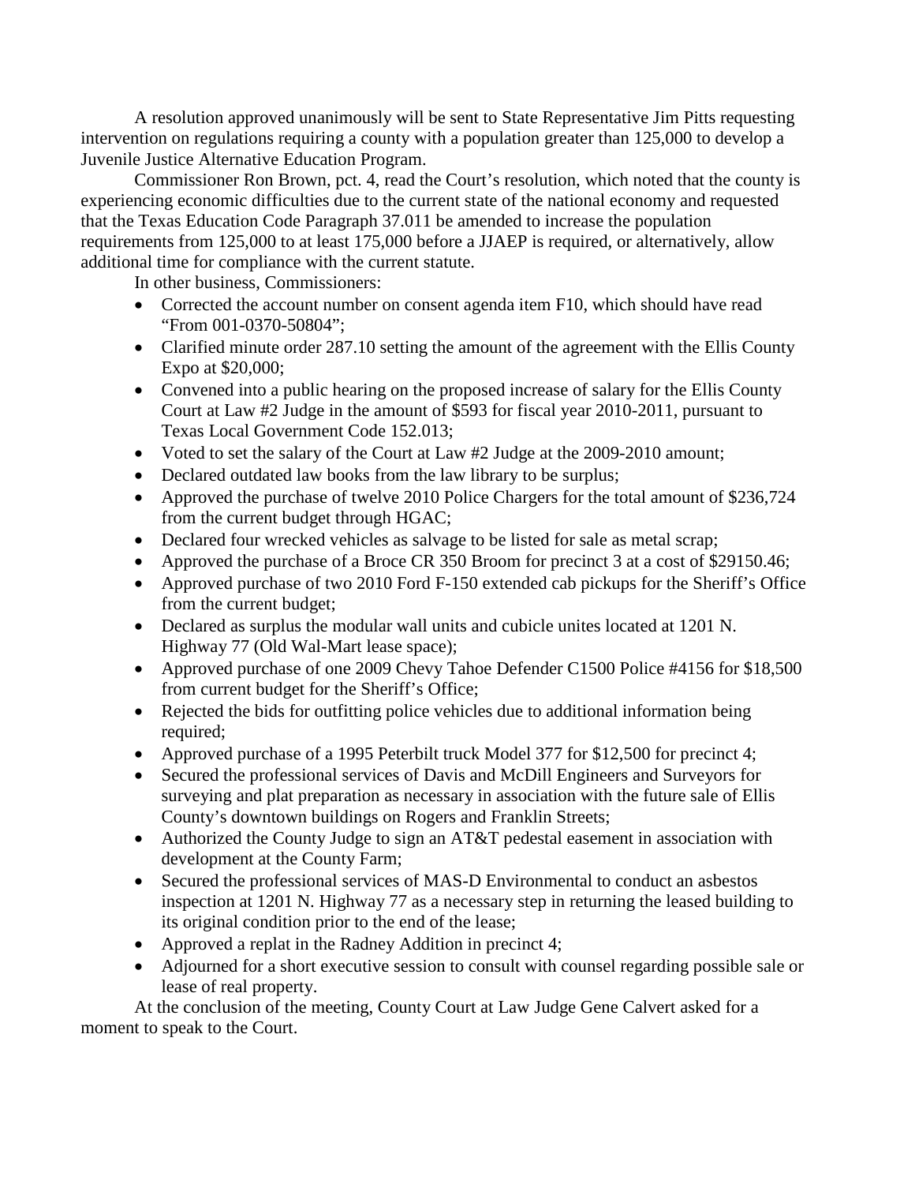A resolution approved unanimously will be sent to State Representative Jim Pitts requesting intervention on regulations requiring a county with a population greater than 125,000 to develop a Juvenile Justice Alternative Education Program.

Commissioner Ron Brown, pct. 4, read the Court's resolution, which noted that the county is experiencing economic difficulties due to the current state of the national economy and requested that the Texas Education Code Paragraph 37.011 be amended to increase the population requirements from 125,000 to at least 175,000 before a JJAEP is required, or alternatively, allow additional time for compliance with the current statute.

In other business, Commissioners:

- Corrected the account number on consent agenda item F10, which should have read "From 001-0370-50804";
- Clarified minute order 287.10 setting the amount of the agreement with the Ellis County Expo at $20,000;
- Convened into a public hearing on the proposed increase of salary for the Ellis County Court at Law #2 Judge in the amount of $593 for fiscal year 2010-2011, pursuant to Texas Local Government Code 152.013;
- Voted to set the salary of the Court at Law #2 Judge at the 2009-2010 amount;
- Declared outdated law books from the law library to be surplus;
- Approved the purchase of twelve 2010 Police Chargers for the total amount of $236,724 from the current budget through HGAC;
- Declared four wrecked vehicles as salvage to be listed for sale as metal scrap;
- Approved the purchase of a Broce CR 350 Broom for precinct 3 at a cost of $29150.46;
- Approved purchase of two 2010 Ford F-150 extended cab pickups for the Sheriff's Office from the current budget;
- Declared as surplus the modular wall units and cubicle unites located at 1201 N. Highway 77 (Old Wal-Mart lease space);
- Approved purchase of one 2009 Chevy Tahoe Defender C1500 Police #4156 for $18,500 from current budget for the Sheriff's Office;
- Rejected the bids for outfitting police vehicles due to additional information being required;
- Approved purchase of a 1995 Peterbilt truck Model 377 for $12,500 for precinct 4;
- Secured the professional services of Davis and McDill Engineers and Surveyors for surveying and plat preparation as necessary in association with the future sale of Ellis County's downtown buildings on Rogers and Franklin Streets;
- Authorized the County Judge to sign an AT&T pedestal easement in association with development at the County Farm;
- Secured the professional services of MAS-D Environmental to conduct an asbestos inspection at 1201 N. Highway 77 as a necessary step in returning the leased building to its original condition prior to the end of the lease;
- Approved a replat in the Radney Addition in precinct 4;
- Adjourned for a short executive session to consult with counsel regarding possible sale or lease of real property.

At the conclusion of the meeting, County Court at Law Judge Gene Calvert asked for a moment to speak to the Court.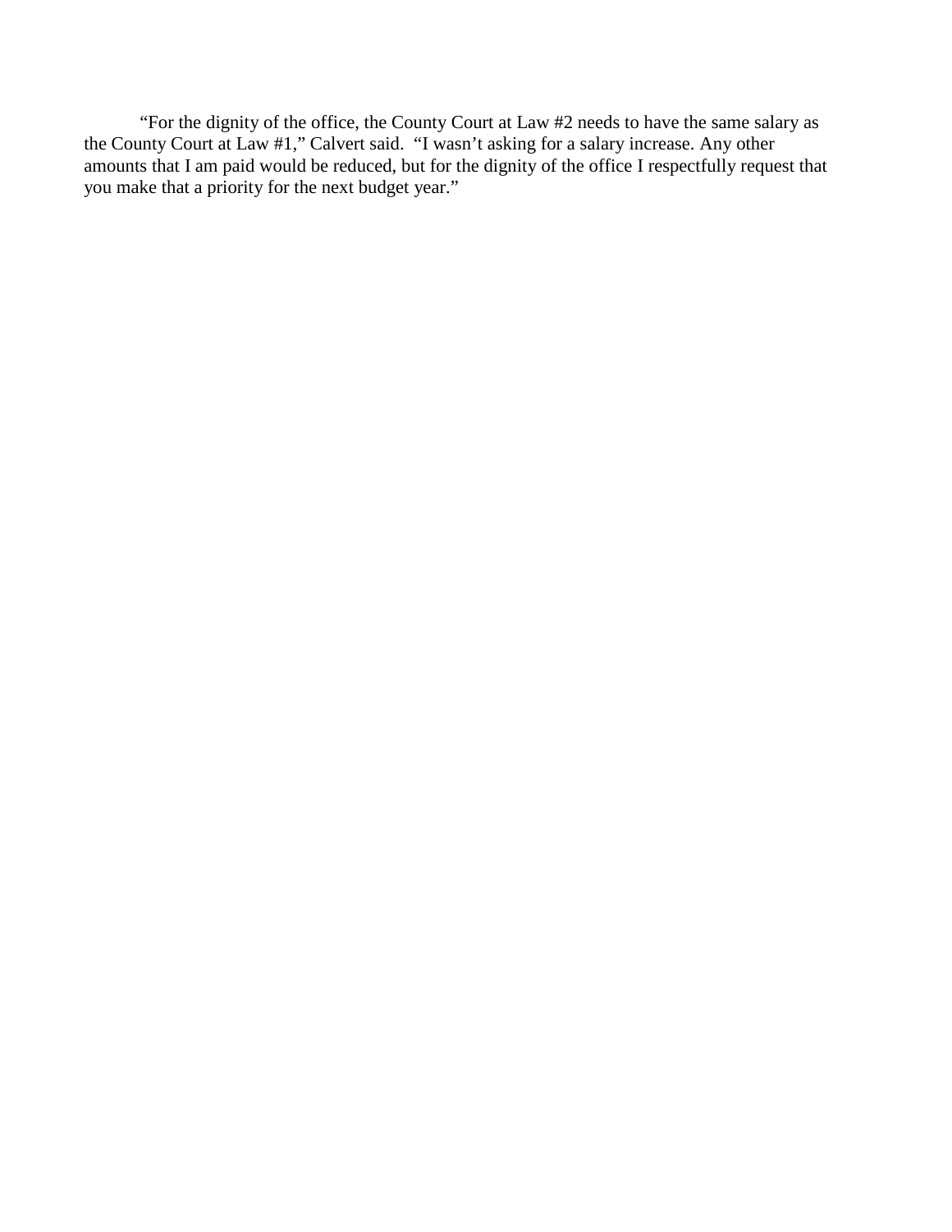"For the dignity of the office, the County Court at Law #2 needs to have the same salary as the County Court at Law #1," Calvert said. "I wasn't asking for a salary increase. Any other amounts that I am paid would be reduced, but for the dignity of the office I respectfully request that you make that a priority for the next budget year."